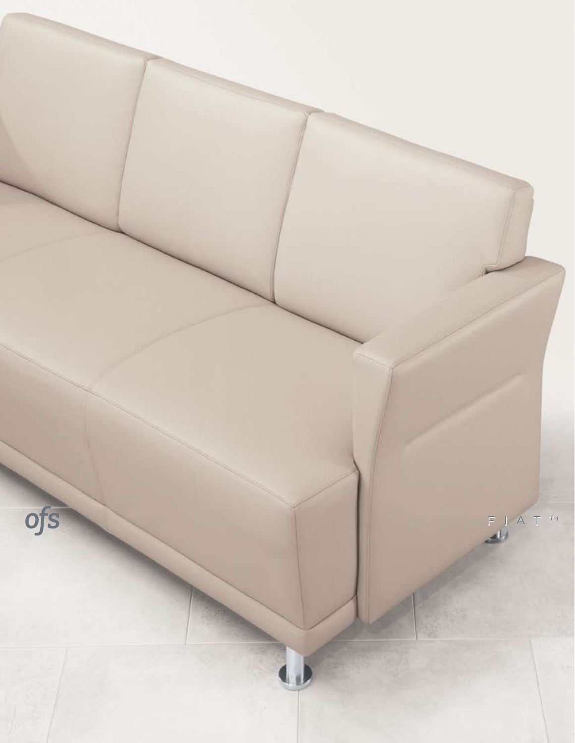ofs

F I A T ™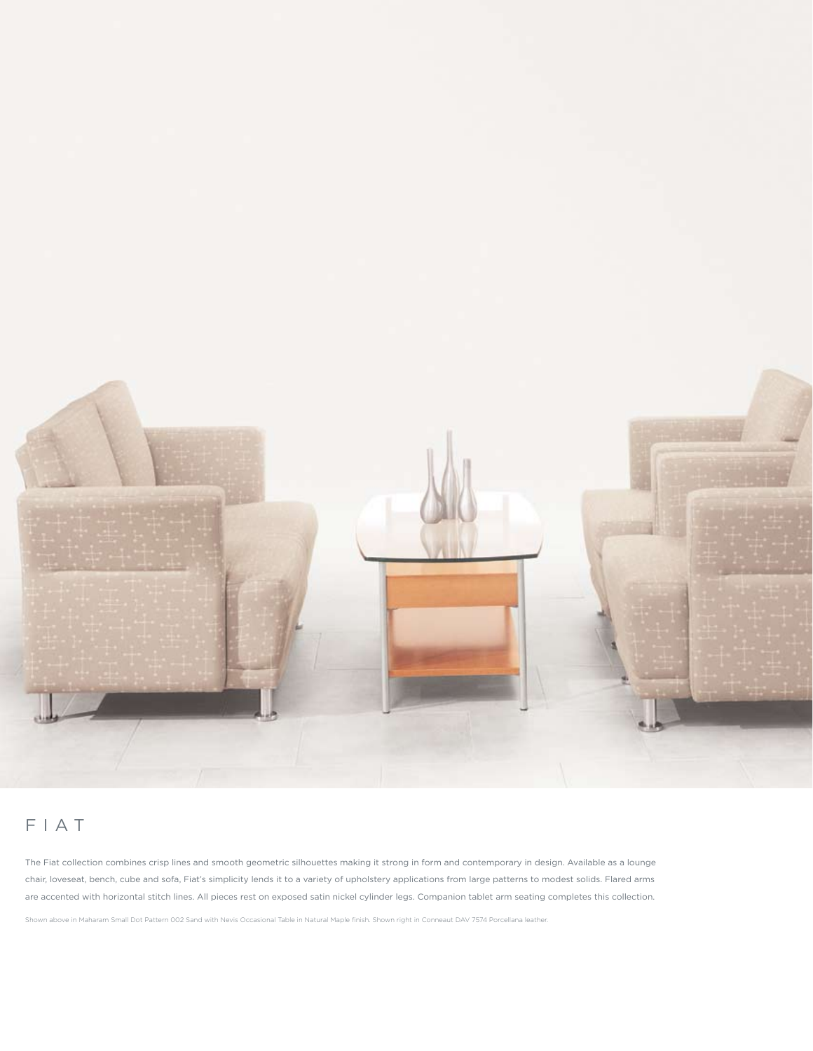# FIAT

The Fiat collection combines crisp lines and smooth geometric silhouettes making it strong in form and contemporary in design. Available as a lounge chair, loveseat, bench, cube and sofa, Fiat's simplicity lends it to a variety of upholstery applications from large patterns to modest solids. Flared arms are accented with horizontal stitch lines. All pieces rest on exposed satin nickel cylinder legs. Companion tablet arm seating completes this collection.

Shown above in Maharam Small Dot Pattern 002 Sand with Nevis Occasional Table in Natural Maple finish. Shown right in Conneaut DAV 7574 Porcellana leather.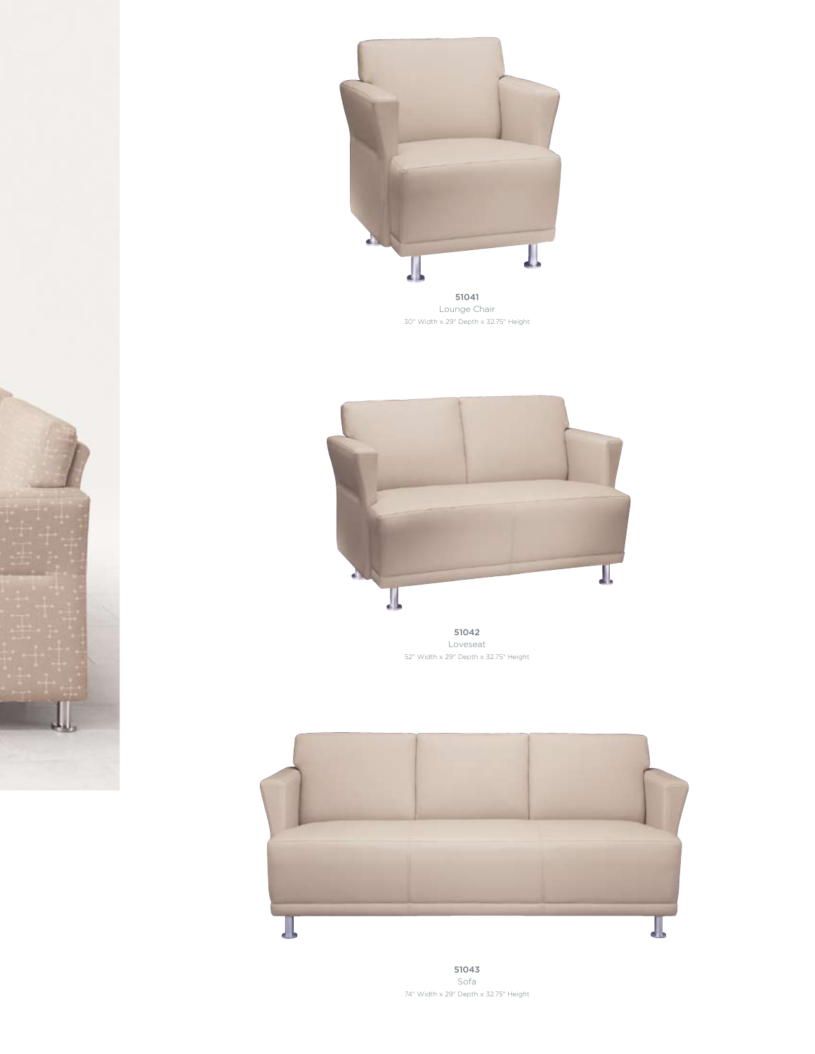**51041**
Lounge Chair
30" Width x 29" Depth x 32.75" Height

**51042**
Loveseat
52" Width x 29" Depth x 32.75" Height

**51043**
Sofa
74" Width x 29" Depth x 32.75" Height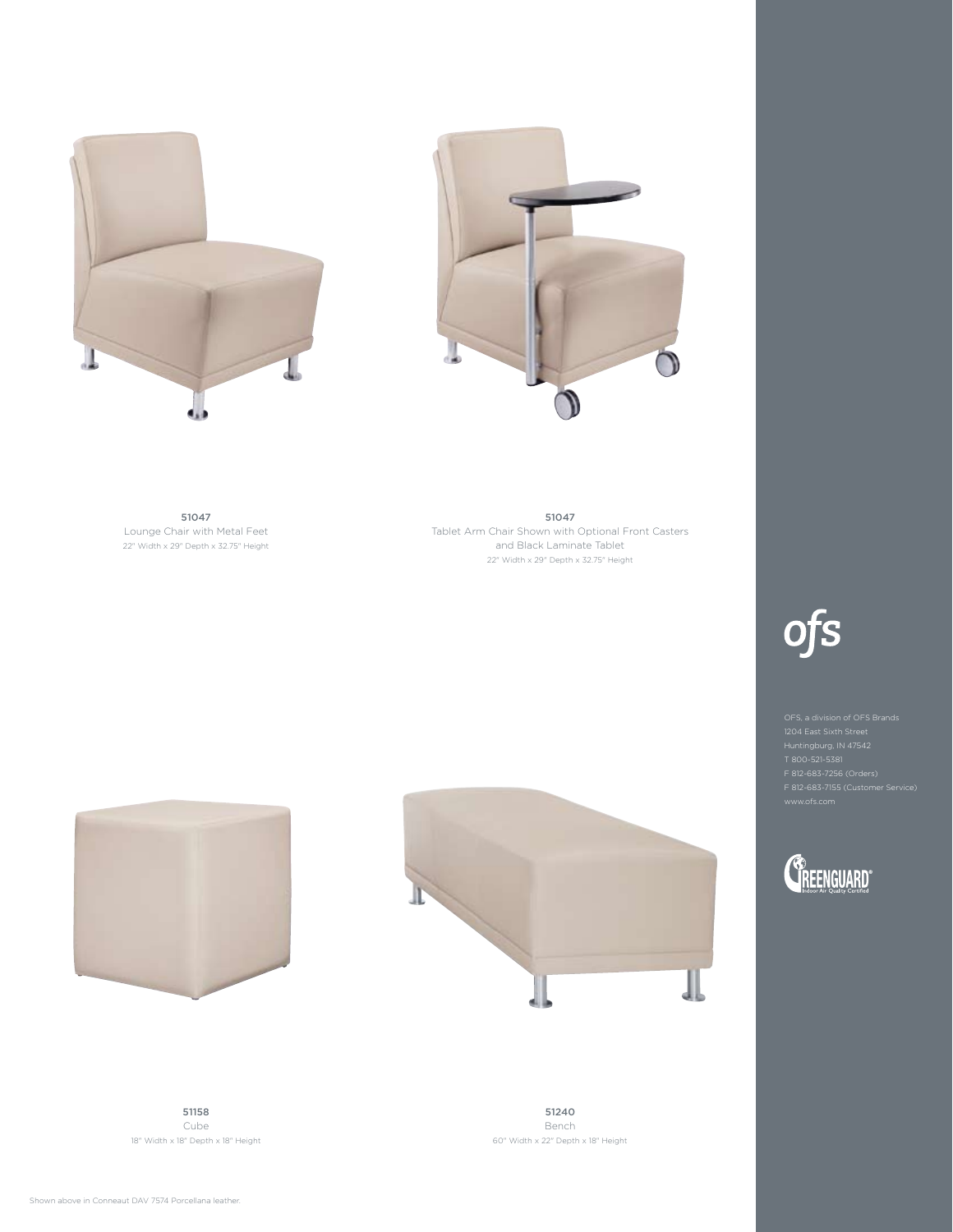**51047**
Lounge Chair with Metal Feet
22" Width x 29" Depth x 32.75" Height

**51047**
Tablet Arm Chair Shown with Optional Front Casters and Black Laminate Tablet
22" Width x 29" Depth x 32.75" Height

**51158**
Cube
18" Width x 18" Depth x 18" Height

**51240**
Bench
60" Width x 22" Depth x 18" Height

Shown above in Conneaut DAV 7574 Porcellana leather.

ofs

OFS, a division of OFS Brands
1204 East Sixth Street
Huntingburg, IN 47542
T 800-521-5381
F 812-683-7256 (Orders)
F 812-683-7155 (Customer Service)
www.ofs.com

GREENGUARD® Indoor Air Quality Certified